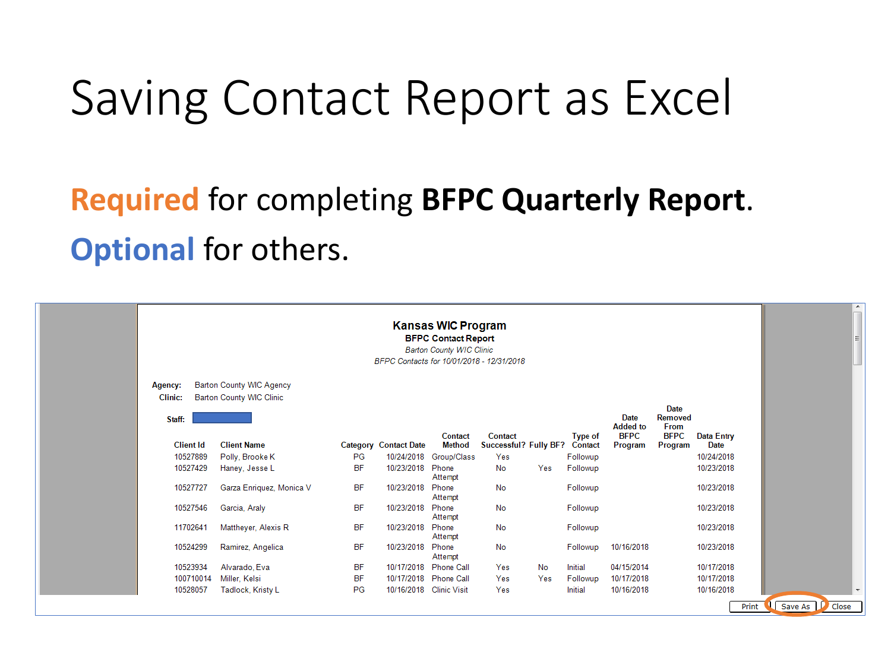# Saving Contact Report as Excel

**Required** for completing **BFPC Quarterly Report**.

**Optional** for others.

**Kansas WIC Program**

**BFPC Contact Report**

*Barton County WIC Clinic*

*BFPC Contacts for 10/01/2018 - 12/31/2018*

**Agency:** Barton County WIC Agency

**Clinic:** Barton County WIC Clinic

**Staff:**

| Client Id | Client Name | Category | Contact Date | Contact Method | Contact Successful? | Fully BF? | Type of Contact | Date Added to BFPC Program | Date Removed From BFPC Program | Data Entry Date |
|---|---|---|---|---|---|---|---|---|---|---|
| 10527889 | Polly, Brooke K | PG | 10/24/2018 | Group/Class | Yes | | Followup | | | 10/24/2018 |
| 10527429 | Haney, Jesse L | BF | 10/23/2018 | Phone Attempt | No | Yes | Followup | | | 10/23/2018 |
| 10527727 | Garza Enriquez, Monica V | BF | 10/23/2018 | Phone Attempt | No | | Followup | | | 10/23/2018 |
| 10527546 | Garcia, Araly | BF | 10/23/2018 | Phone Attempt | No | | Followup | | | 10/23/2018 |
| 11702641 | Mattheyer, Alexis R | BF | 10/23/2018 | Phone Attempt | No | | Followup | | | 10/23/2018 |
| 10524299 | Ramirez, Angelica | BF | 10/23/2018 | Phone Attempt | No | | Followup | 10/16/2018 | | 10/23/2018 |
| 10523934 | Alvarado, Eva | BF | 10/17/2018 | Phone Call | Yes | No | Initial | 04/15/2014 | | 10/17/2018 |
| 100710014 | Miller, Kelsi | BF | 10/17/2018 | Phone Call | Yes | Yes | Followup | 10/17/2018 | | 10/17/2018 |
| 10528057 | Tadlock, Kristy L | PG | 10/16/2018 | Clinic Visit | Yes | | Initial | 10/16/2018 | | 10/16/2018 |

Print | Save As | Close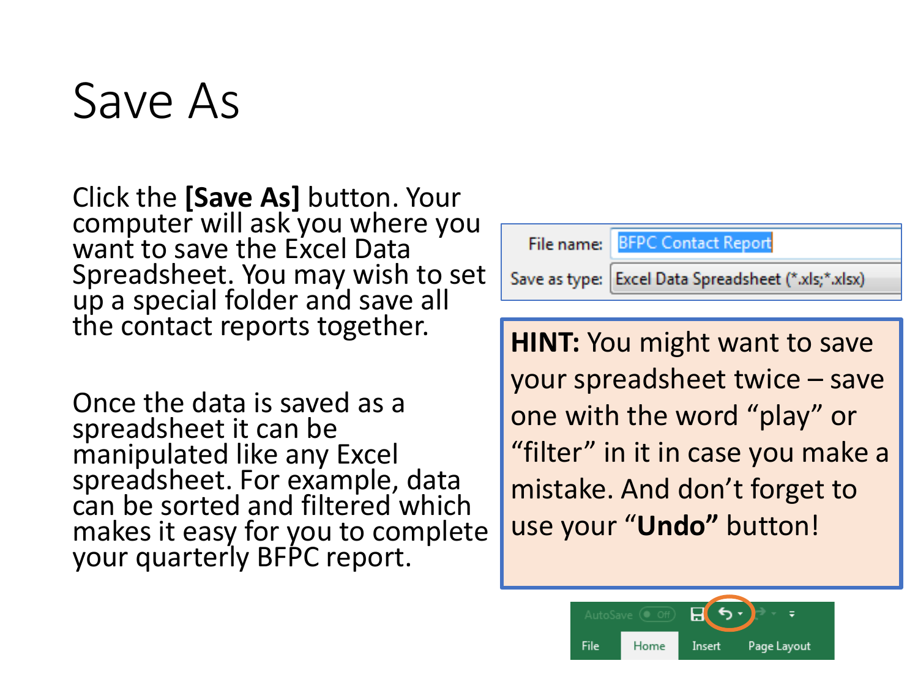# Save As

Click the **[Save As]** button. Your computer will ask you where you want to save the Excel Data Spreadsheet. You may wish to set up a special folder and save all the contact reports together.

Once the data is saved as a spreadsheet it can be manipulated like any Excel spreadsheet. For example, data can be sorted and filtered which makes it easy for you to complete your quarterly BFPC report.

File name: BFPC Contact Report

Save as type: Excel Data Spreadsheet (*.xls;*.xlsx)

**HINT:** You might want to save your spreadsheet twice – save one with the word "play" or "filter" in it in case you make a mistake. And don't forget to use your "**Undo"** button!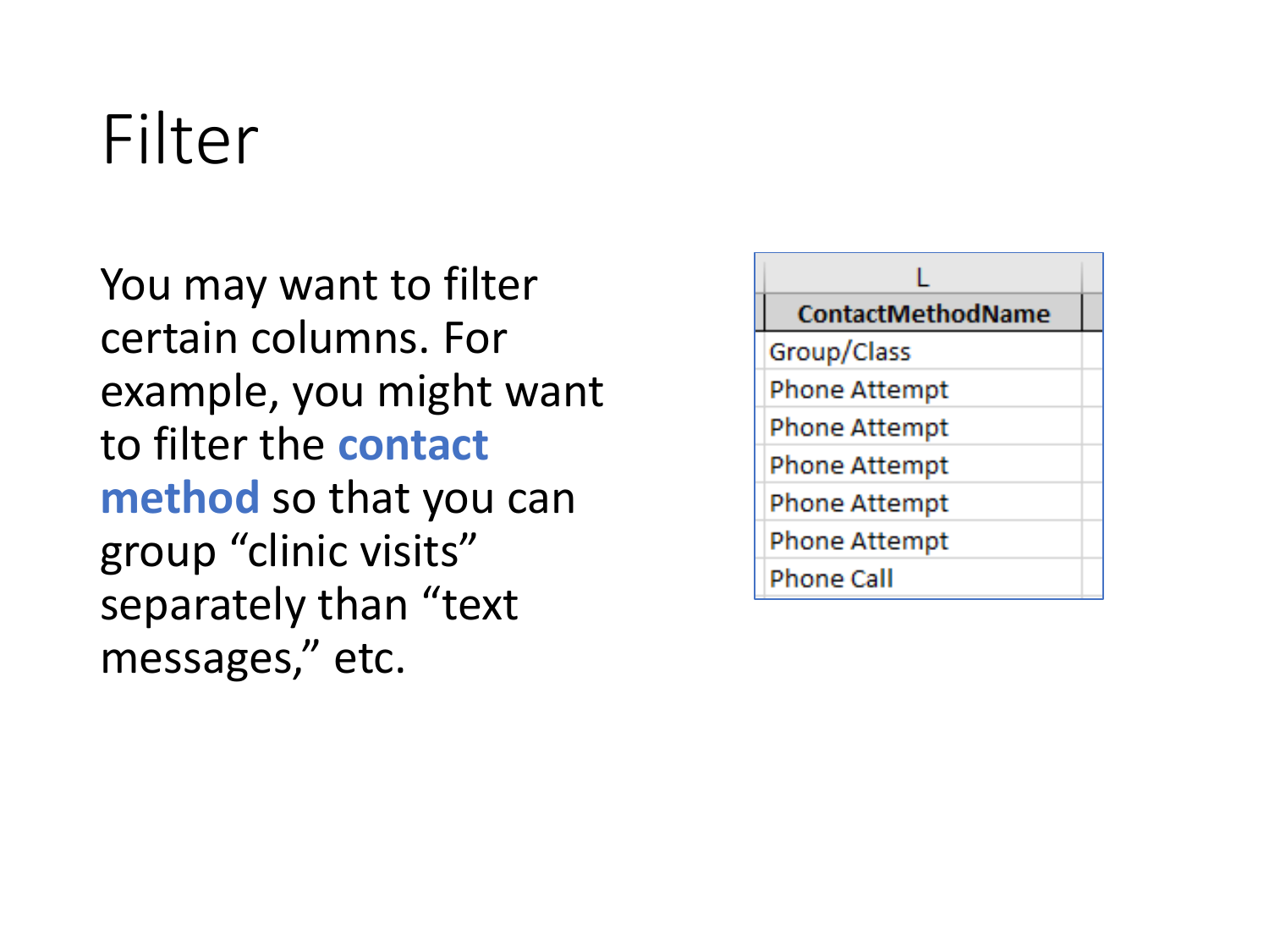# Filter

You may want to filter certain columns. For example, you might want to filter the **contact method** so that you can group "clinic visits" separately than "text messages," etc.

| L |
|---|
| **ContactMethodName** |
| Group/Class |
| Phone Attempt |
| Phone Attempt |
| Phone Attempt |
| Phone Attempt |
| Phone Attempt |
| Phone Call |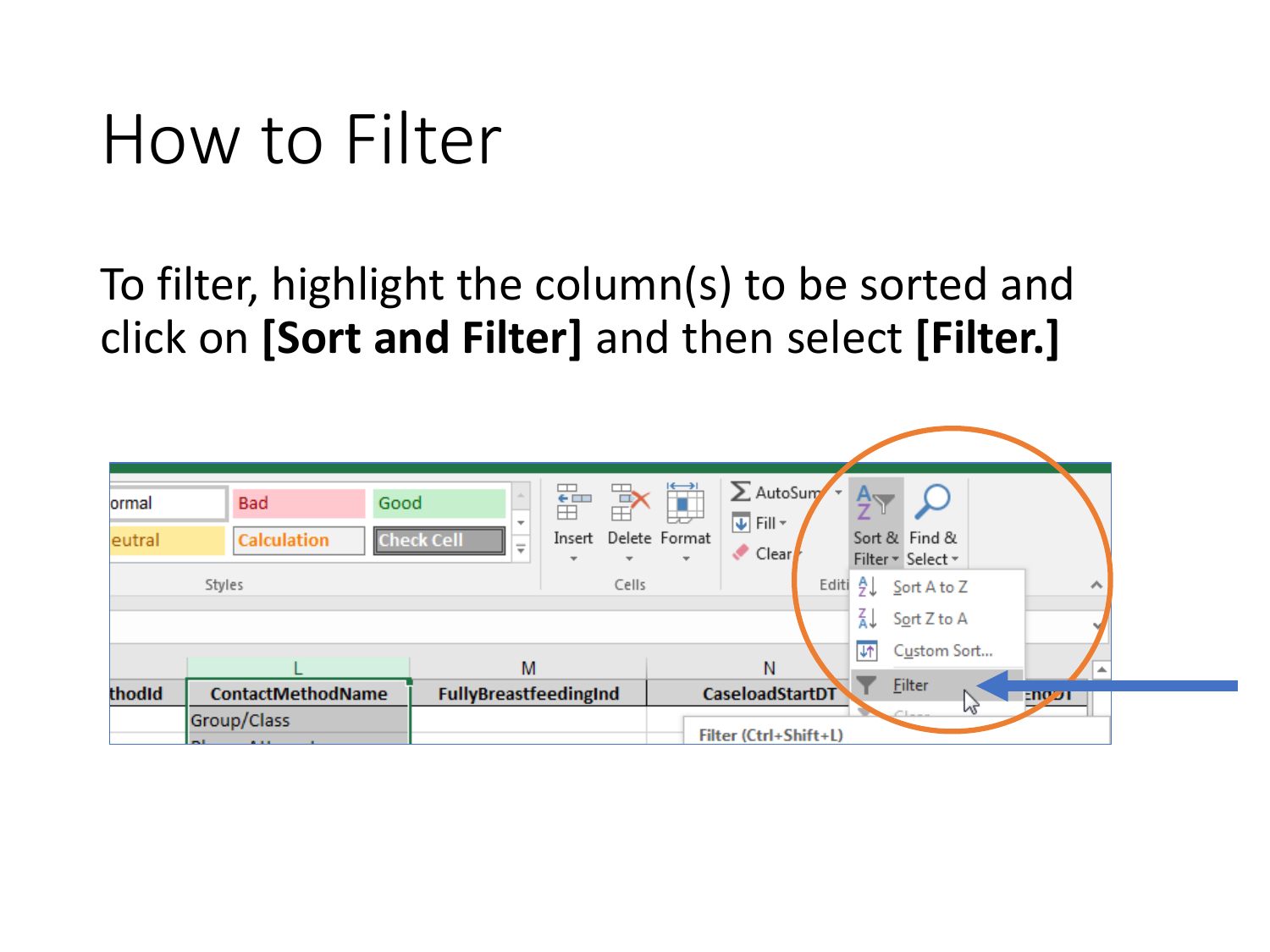# How to Filter

To filter, highlight the column(s) to be sorted and click on **[Sort and Filter]** and then select **[Filter.]**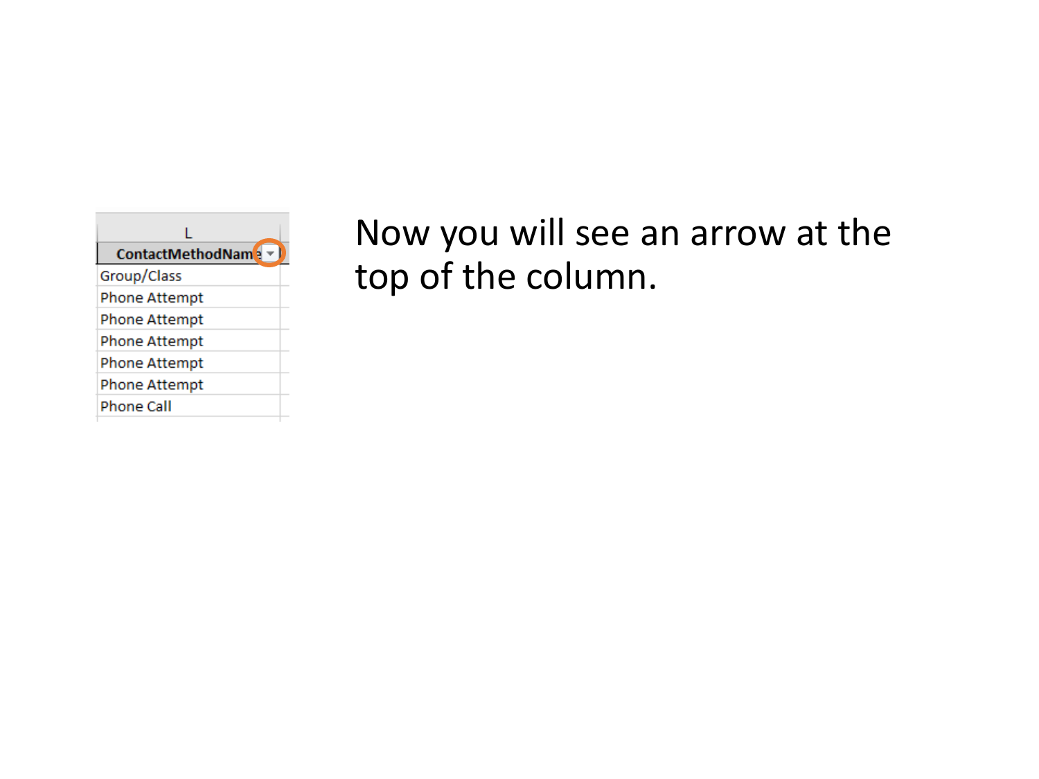| L |
| --- |
| ContactMethodName |
| Group/Class |
| Phone Attempt |
| Phone Attempt |
| Phone Attempt |
| Phone Attempt |
| Phone Attempt |
| Phone Call |

Now you will see an arrow at the top of the column.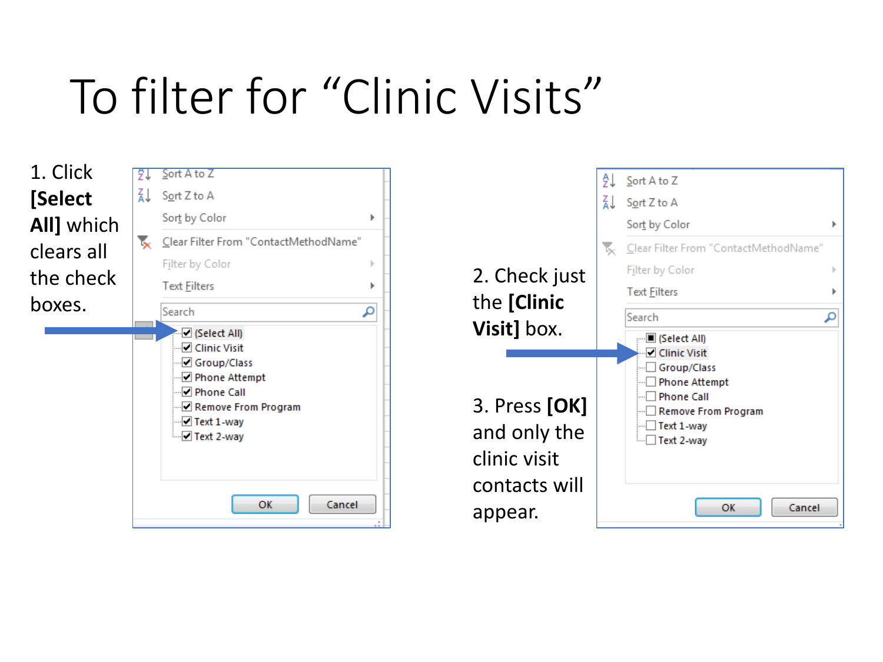# To filter for "Clinic Visits"

1. Click **[Select All]** which clears all the check boxes.

2. Check just the **[Clinic Visit]** box.

3. Press **[OK]** and only the clinic visit contacts will appear.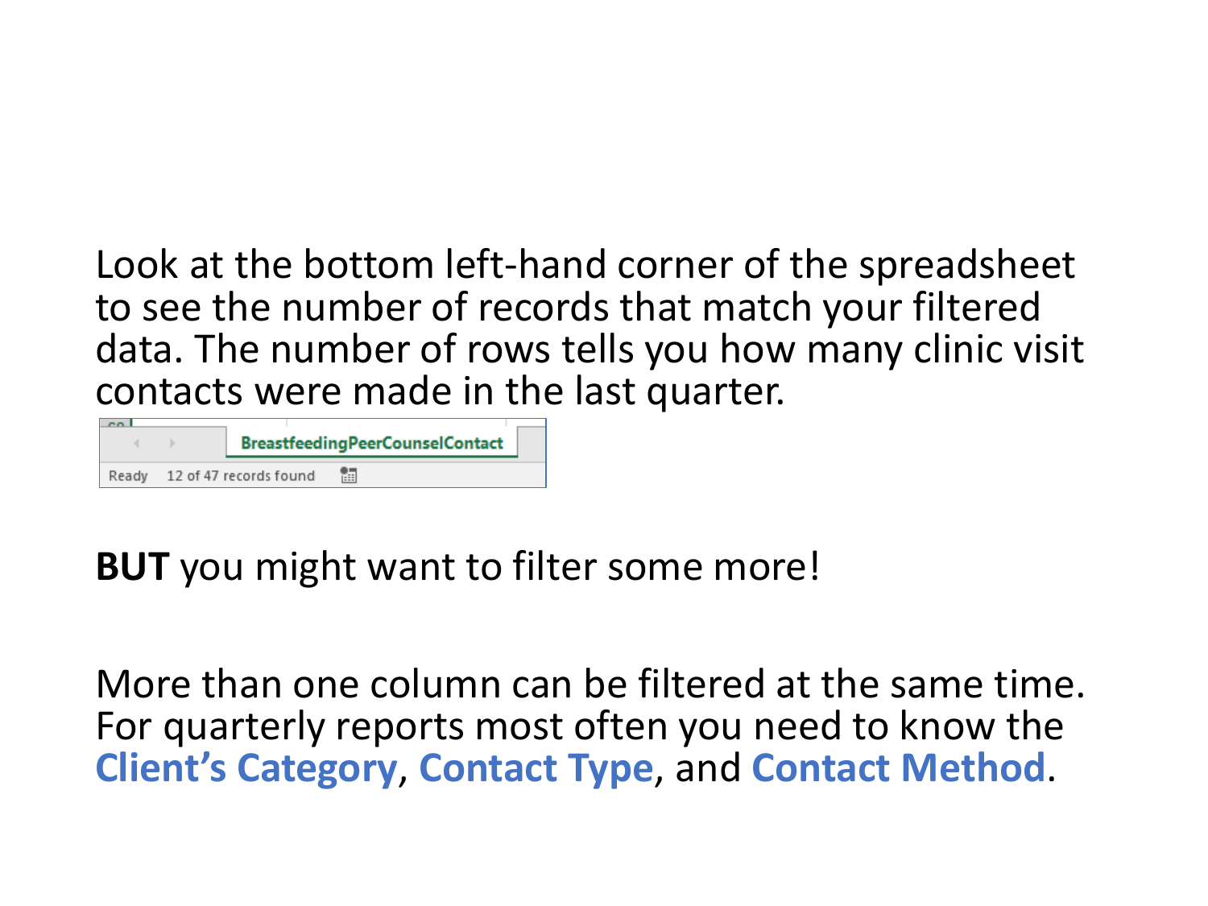Look at the bottom left-hand corner of the spreadsheet to see the number of records that match your filtered data. The number of rows tells you how many clinic visit contacts were made in the last quarter.

BreastfeedingPeerCounselContact

Ready 12 of 47 records found

**BUT** you might want to filter some more!

More than one column can be filtered at the same time. For quarterly reports most often you need to know the **Client's Category**, **Contact Type**, and **Contact Method**.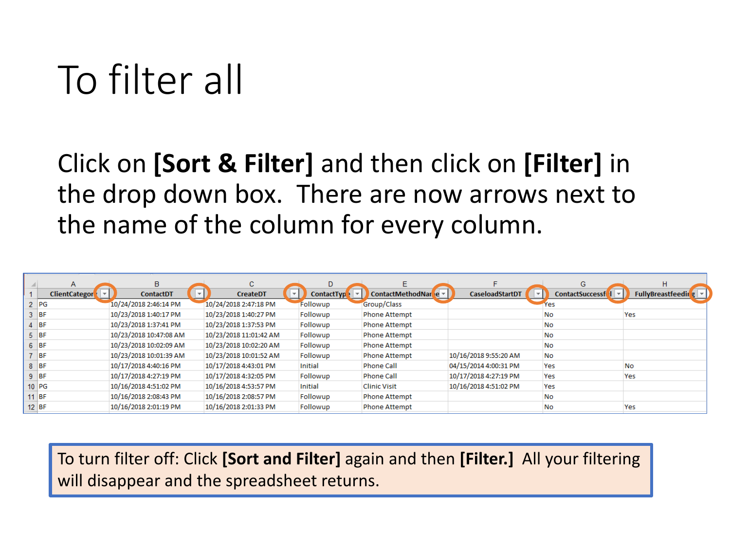# To filter all

Click on **[Sort & Filter]** and then click on **[Filter]** in the drop down box. There are now arrows next to the name of the column for every column.

| | A | B | C | D | E | F | G | H |
|---|---|---|---|---|---|---|---|---|
| 1 | ClientCategor | ContactDT | CreateDT | ContactTyp | ContactMethodNar | CaseloadStartDT | ContactSuccessf | FullyBreastfeedi |
| 2 | PG | 10/24/2018 2:46:14 PM | 10/24/2018 2:47:18 PM | Followup | Group/Class | | Yes | |
| 3 | BF | 10/23/2018 1:40:17 PM | 10/23/2018 1:40:27 PM | Followup | Phone Attempt | | No | Yes |
| 4 | BF | 10/23/2018 1:37:41 PM | 10/23/2018 1:37:53 PM | Followup | Phone Attempt | | No | |
| 5 | BF | 10/23/2018 10:47:08 AM | 10/23/2018 11:01:42 AM | Followup | Phone Attempt | | No | |
| 6 | BF | 10/23/2018 10:02:09 AM | 10/23/2018 10:02:20 AM | Followup | Phone Attempt | | No | |
| 7 | BF | 10/23/2018 10:01:39 AM | 10/23/2018 10:01:52 AM | Followup | Phone Attempt | 10/16/2018 9:55:20 AM | No | |
| 8 | BF | 10/17/2018 4:40:16 PM | 10/17/2018 4:43:01 PM | Initial | Phone Call | 04/15/2014 4:00:31 PM | Yes | No |
| 9 | BF | 10/17/2018 4:27:19 PM | 10/17/2018 4:32:05 PM | Followup | Phone Call | 10/17/2018 4:27:19 PM | Yes | Yes |
| 10 | PG | 10/16/2018 4:51:02 PM | 10/16/2018 4:53:57 PM | Initial | Clinic Visit | 10/16/2018 4:51:02 PM | Yes | |
| 11 | BF | 10/16/2018 2:08:43 PM | 10/16/2018 2:08:57 PM | Followup | Phone Attempt | | No | |
| 12 | BF | 10/16/2018 2:01:19 PM | 10/16/2018 2:01:33 PM | Followup | Phone Attempt | | No | Yes |

To turn filter off: Click **[Sort and Filter]** again and then **[Filter.]** All your filtering will disappear and the spreadsheet returns.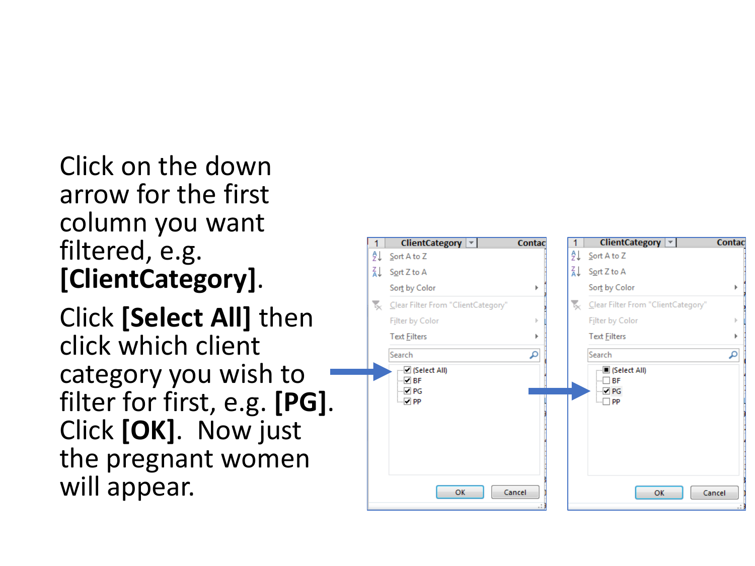Click on the down arrow for the first column you want filtered, e.g. **[ClientCategory]**.

Click **[Select All]** then click which client category you wish to filter for first, e.g. **[PG]**. Click **[OK]**. Now just the pregnant women will appear.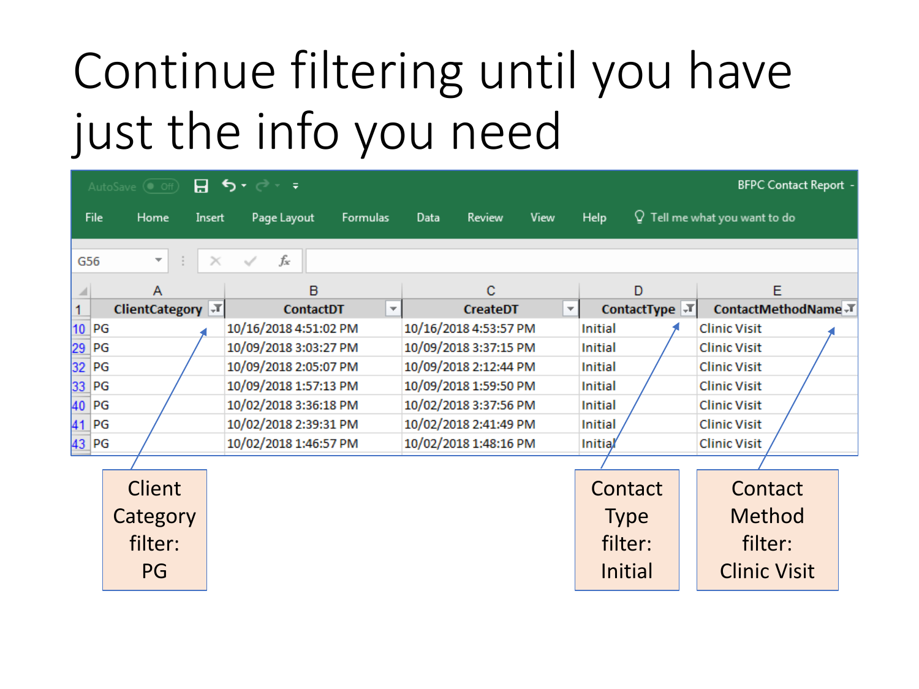# Continue filtering until you have just the info you need

| | ClientCategory | ContactDT | CreateDT | ContactType | ContactMethodName |
|---|---|---|---|---|---|
| 10 | PG | 10/16/2018 4:51:02 PM | 10/16/2018 4:53:57 PM | Initial | Clinic Visit |
| 29 | PG | 10/09/2018 3:03:27 PM | 10/09/2018 3:37:15 PM | Initial | Clinic Visit |
| 32 | PG | 10/09/2018 2:05:07 PM | 10/09/2018 2:12:44 PM | Initial | Clinic Visit |
| 33 | PG | 10/09/2018 1:57:13 PM | 10/09/2018 1:59:50 PM | Initial | Clinic Visit |
| 40 | PG | 10/02/2018 3:36:18 PM | 10/02/2018 3:37:56 PM | Initial | Clinic Visit |
| 41 | PG | 10/02/2018 2:39:31 PM | 10/02/2018 2:41:49 PM | Initial | Clinic Visit |
| 43 | PG | 10/02/2018 1:46:57 PM | 10/02/2018 1:48:16 PM | Initial | Clinic Visit |

Client Category filter: PG

Contact Type filter: Initial

Contact Method filter: Clinic Visit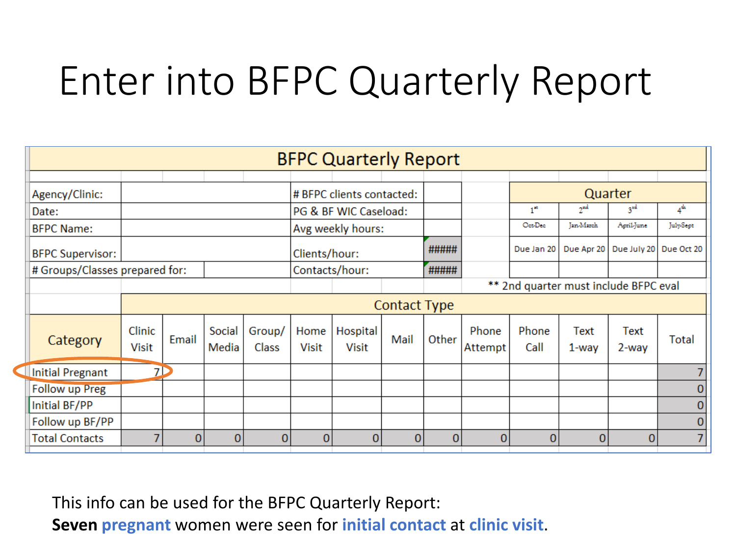# Enter into BFPC Quarterly Report

| BFPC Quarterly Report | | | | | | | | | | | | | |
|---|---|---|---|---|---|---|---|---|---|---|---|---|---|
| Agency/Clinic: | | | | | # BFPC clients contacted: | | | | Quarter | | | | |
| Date: | | | | | PG & BF WIC Caseload: | | | | $1^{st}$ | $2^{nd}$ | $3^{rd}$ | $4^{th}$ | |
| BFPC Name: | | | | | Avg weekly hours: | | | | Oct-Dec | Jan-March | April-June | July-Sept | |
| BFPC Supervisor: | | | | | Clients/hour: | ##### | | | Due Jan 20 | Due Apr 20 | Due July 20 | Due Oct 20 | |
| # Groups/Classes prepared for: | | | | | Contacts/hour: | ##### | | | | | | | |
| | | | | | | | | ** 2nd quarter must include BFPC eval | | | | | |

| Category | Contact Type | | | | | | | | | | | | |
|---|---|---|---|---|---|---|---|---|---|---|---|---|---|
| | Clinic Visit | Email | Social Media | Group/ Class | Home Visit | Hospital Visit | Mail | Other | Phone Attempt | Phone Call | Text 1-way | Text 2-way | Total |
| Initial Pregnant | 7 | | | | | | | | | | | | 7 |
| Follow up Preg | | | | | | | | | | | | | 0 |
| Initial BF/PP | | | | | | | | | | | | | 0 |
| Follow up BF/PP | | | | | | | | | | | | | 0 |
| Total Contacts | 7 | 0 | 0 | 0 | 0 | 0 | 0 | 0 | 0 | 0 | 0 | 0 | 7 |

This info can be used for the BFPC Quarterly Report:
**Seven** **pregnant** women were seen for **initial contact** at **clinic visit**.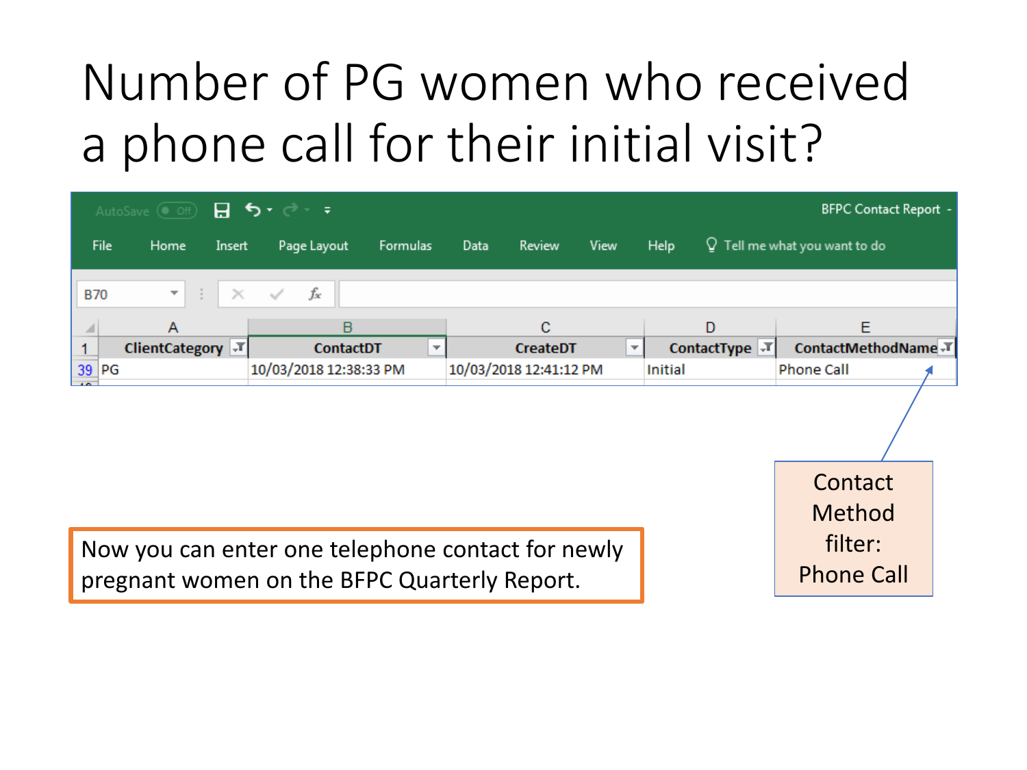# Number of PG women who received a phone call for their initial visit?

BFPC Contact Report

B70

| | A | B | C | D | E |
|---|---|---|---|---|---|
| 1 | ClientCategory | ContactDT | CreateDT | ContactType | ContactMethodName |
| 39 | PG | 10/03/2018 12:38:33 PM | 10/03/2018 12:41:12 PM | Initial | Phone Call |

Contact Method filter: Phone Call

Now you can enter one telephone contact for newly pregnant women on the BFPC Quarterly Report.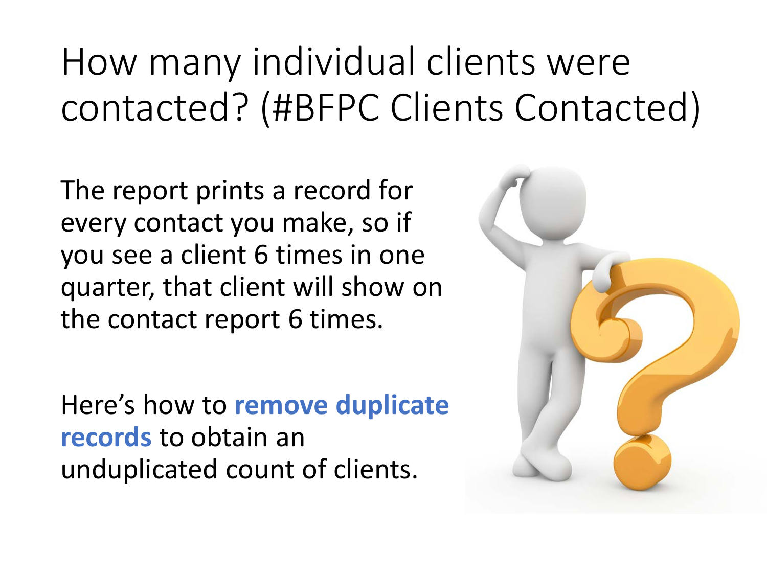# How many individual clients were contacted? (#BFPC Clients Contacted)

The report prints a record for every contact you make, so if you see a client 6 times in one quarter, that client will show on the contact report 6 times.

Here's how to **remove duplicate records** to obtain an unduplicated count of clients.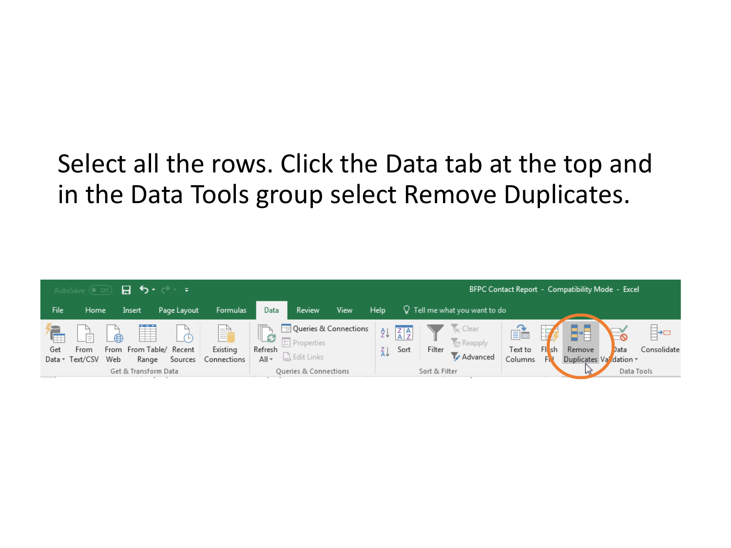Select all the rows. Click the Data tab at the top and in the Data Tools group select Remove Duplicates.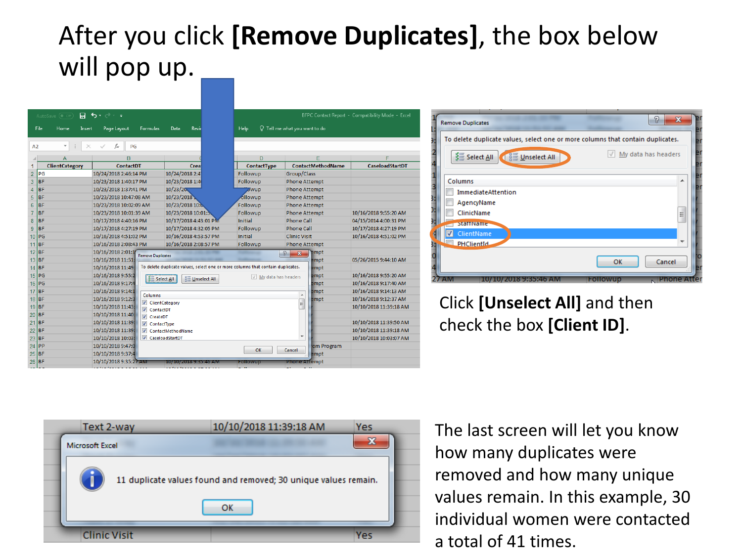After you click **[Remove Duplicates]**, the box below will pop up.

Click **[Unselect All]** and then check the box **[Client ID]**.

The last screen will let you know how many duplicates were removed and how many unique values remain. In this example, 30 individual women were contacted a total of 41 times.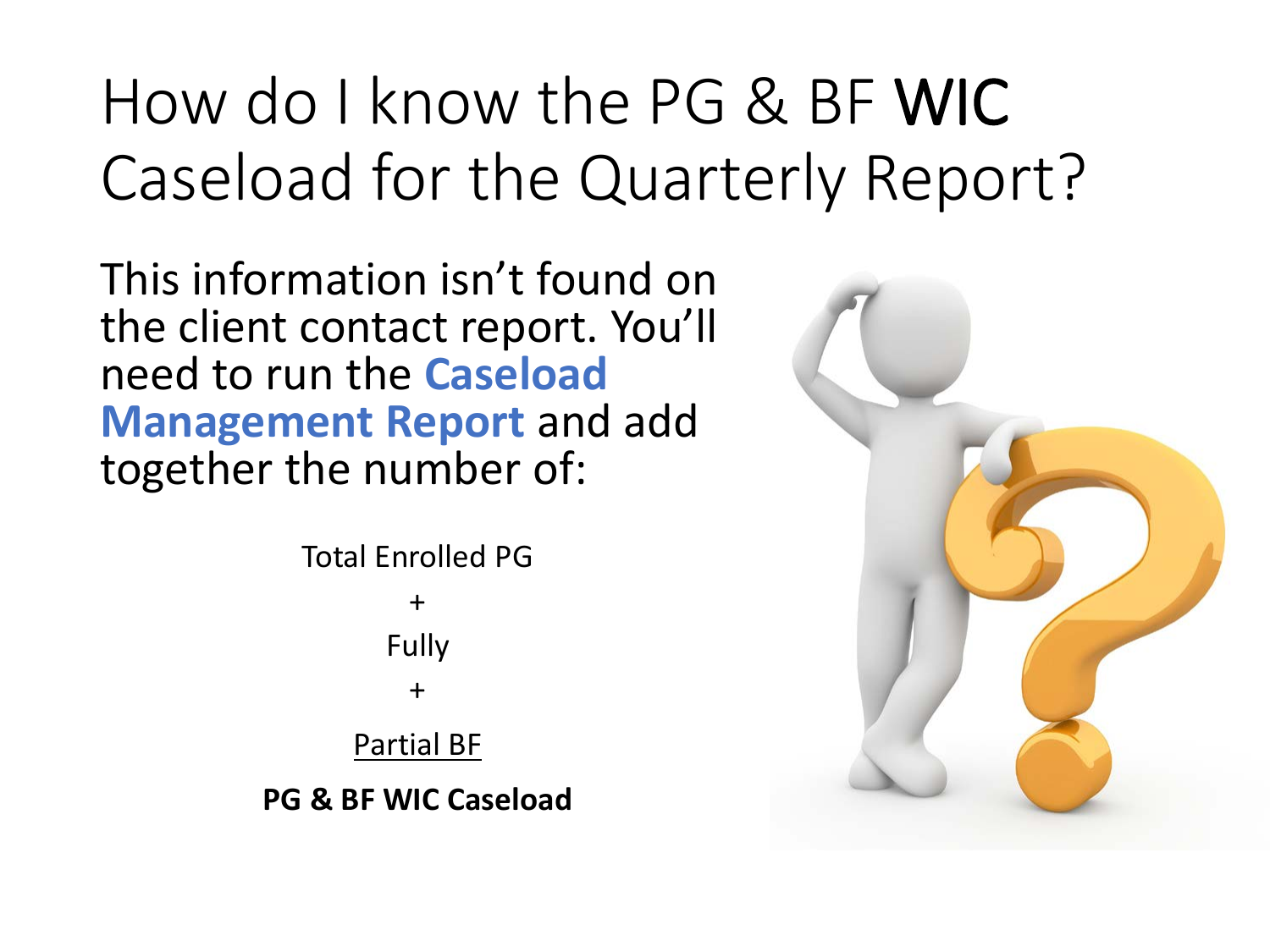# How do I know the PG & BF **WIC** Caseload for the Quarterly Report?

This information isn't found on the client contact report. You'll need to run the **Caseload Management Report** and add together the number of:

Total Enrolled PG

+

Fully

+

Partial BF

**PG & BF WIC Caseload**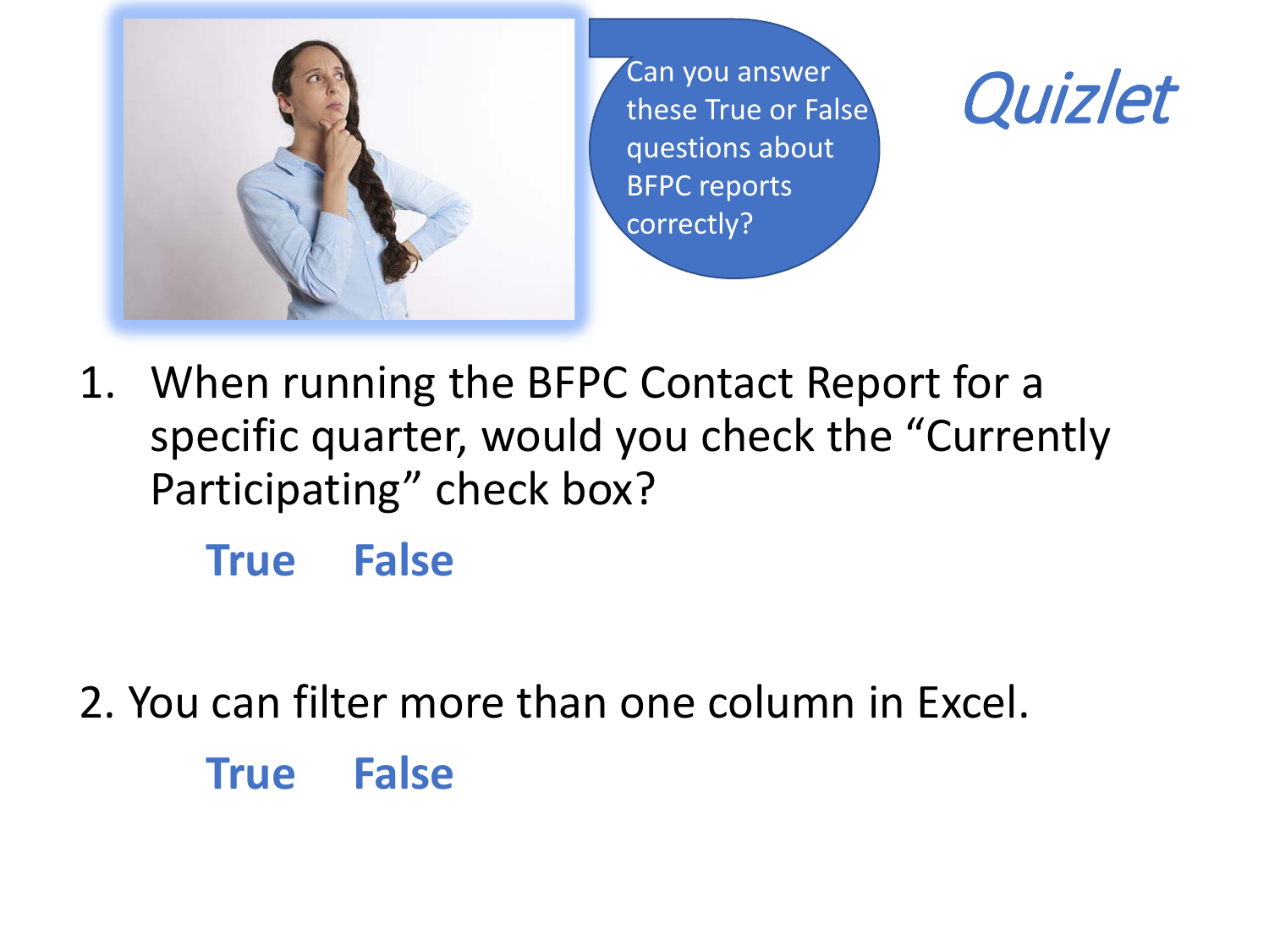Can you answer these True or False questions about BFPC reports correctly?

*Quizlet*

1. When running the BFPC Contact Report for a specific quarter, would you check the "Currently Participating" check box?

   **True** **False**

2. You can filter more than one column in Excel.

   **True** **False**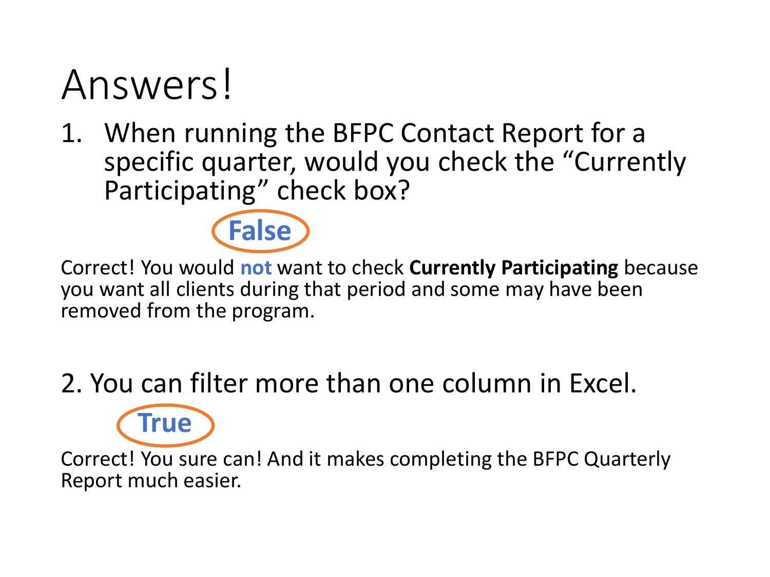# Answers!

1. When running the BFPC Contact Report for a specific quarter, would you check the "Currently Participating" check box?

**False**

Correct! You would **not** want to check **Currently Participating** because you want all clients during that period and some may have been removed from the program.

2. You can filter more than one column in Excel.

**True**

Correct! You sure can! And it makes completing the BFPC Quarterly Report much easier.